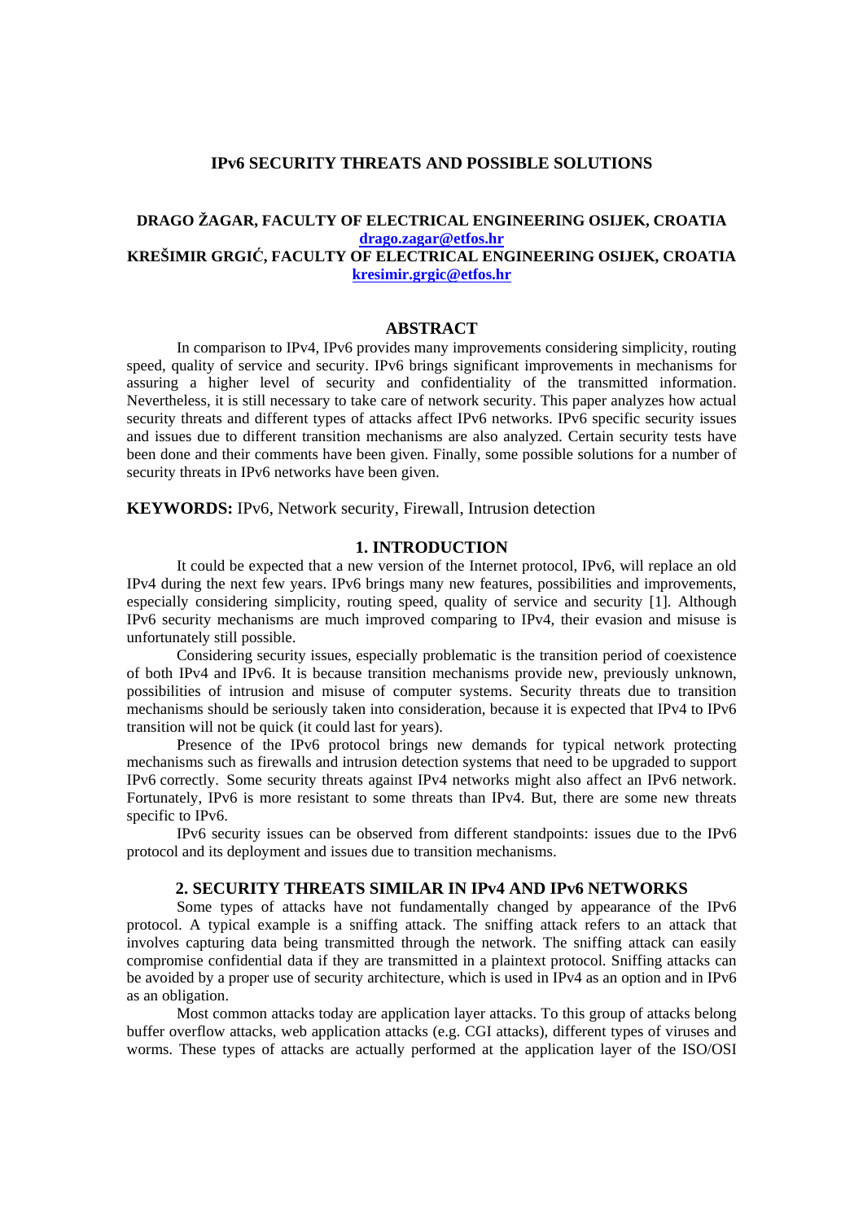# IPv6 SECURITY THREATS AND POSSIBLE SOLUTIONS

**DRAGO ŽAGAR, FACULTY OF ELECTRICAL ENGINEERING OSIJEK, CROATIA**
**drago.zagar@etfos.hr**
**KREŠIMIR GRGIĆ, FACULTY OF ELECTRICAL ENGINEERING OSIJEK, CROATIA**
**kresimir.grgic@etfos.hr**

## ABSTRACT

In comparison to IPv4, IPv6 provides many improvements considering simplicity, routing speed, quality of service and security. IPv6 brings significant improvements in mechanisms for assuring a higher level of security and confidentiality of the transmitted information. Nevertheless, it is still necessary to take care of network security. This paper analyzes how actual security threats and different types of attacks affect IPv6 networks. IPv6 specific security issues and issues due to different transition mechanisms are also analyzed. Certain security tests have been done and their comments have been given. Finally, some possible solutions for a number of security threats in IPv6 networks have been given.

**KEYWORDS:** IPv6, Network security, Firewall, Intrusion detection

## 1. INTRODUCTION

It could be expected that a new version of the Internet protocol, IPv6, will replace an old IPv4 during the next few years. IPv6 brings many new features, possibilities and improvements, especially considering simplicity, routing speed, quality of service and security [1]. Although IPv6 security mechanisms are much improved comparing to IPv4, their evasion and misuse is unfortunately still possible.

Considering security issues, especially problematic is the transition period of coexistence of both IPv4 and IPv6. It is because transition mechanisms provide new, previously unknown, possibilities of intrusion and misuse of computer systems. Security threats due to transition mechanisms should be seriously taken into consideration, because it is expected that IPv4 to IPv6 transition will not be quick (it could last for years).

Presence of the IPv6 protocol brings new demands for typical network protecting mechanisms such as firewalls and intrusion detection systems that need to be upgraded to support IPv6 correctly. Some security threats against IPv4 networks might also affect an IPv6 network. Fortunately, IPv6 is more resistant to some threats than IPv4. But, there are some new threats specific to IPv6.

IPv6 security issues can be observed from different standpoints: issues due to the IPv6 protocol and its deployment and issues due to transition mechanisms.

## 2. SECURITY THREATS SIMILAR IN IPv4 AND IPv6 NETWORKS

Some types of attacks have not fundamentally changed by appearance of the IPv6 protocol. A typical example is a sniffing attack. The sniffing attack refers to an attack that involves capturing data being transmitted through the network. The sniffing attack can easily compromise confidential data if they are transmitted in a plaintext protocol. Sniffing attacks can be avoided by a proper use of security architecture, which is used in IPv4 as an option and in IPv6 as an obligation.

Most common attacks today are application layer attacks. To this group of attacks belong buffer overflow attacks, web application attacks (e.g. CGI attacks), different types of viruses and worms. These types of attacks are actually performed at the application layer of the ISO/OSI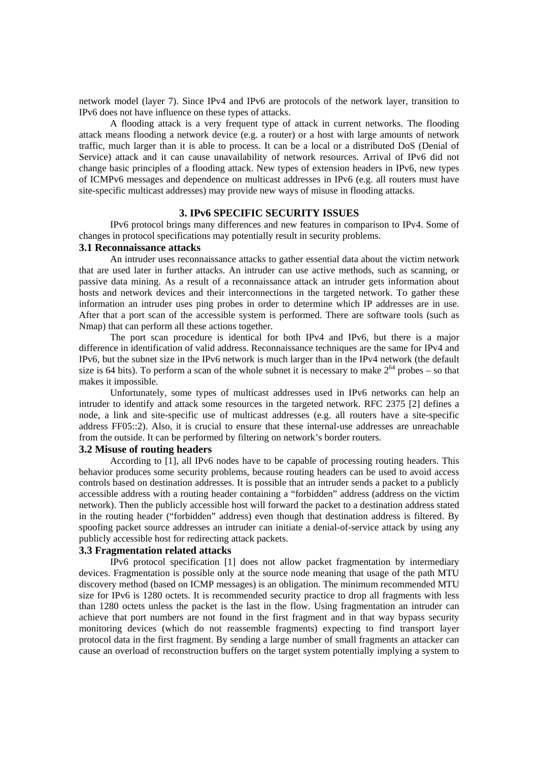network model (layer 7). Since IPv4 and IPv6 are protocols of the network layer, transition to IPv6 does not have influence on these types of attacks.

A flooding attack is a very frequent type of attack in current networks. The flooding attack means flooding a network device (e.g. a router) or a host with large amounts of network traffic, much larger than it is able to process. It can be a local or a distributed DoS (Denial of Service) attack and it can cause unavailability of network resources. Arrival of IPv6 did not change basic principles of a flooding attack. New types of extension headers in IPv6, new types of ICMPv6 messages and dependence on multicast addresses in IPv6 (e.g. all routers must have site-specific multicast addresses) may provide new ways of misuse in flooding attacks.

## 3. IPv6 SPECIFIC SECURITY ISSUES

IPv6 protocol brings many differences and new features in comparison to IPv4. Some of changes in protocol specifications may potentially result in security problems.

### 3.1 Reconnaissance attacks

An intruder uses reconnaissance attacks to gather essential data about the victim network that are used later in further attacks. An intruder can use active methods, such as scanning, or passive data mining. As a result of a reconnaissance attack an intruder gets information about hosts and network devices and their interconnections in the targeted network. To gather these information an intruder uses ping probes in order to determine which IP addresses are in use. After that a port scan of the accessible system is performed. There are software tools (such as Nmap) that can perform all these actions together.

The port scan procedure is identical for both IPv4 and IPv6, but there is a major difference in identification of valid address. Reconnaissance techniques are the same for IPv4 and IPv6, but the subnet size in the IPv6 network is much larger than in the IPv4 network (the default size is 64 bits). To perform a scan of the whole subnet it is necessary to make $2^{64}$ probes – so that makes it impossible.

Unfortunately, some types of multicast addresses used in IPv6 networks can help an intruder to identify and attack some resources in the targeted network. RFC 2375 [2] defines a node, a link and site-specific use of multicast addresses (e.g. all routers have a site-specific address FF05::2). Also, it is crucial to ensure that these internal-use addresses are unreachable from the outside. It can be performed by filtering on network's border routers.

### 3.2 Misuse of routing headers

According to [1], all IPv6 nodes have to be capable of processing routing headers. This behavior produces some security problems, because routing headers can be used to avoid access controls based on destination addresses. It is possible that an intruder sends a packet to a publicly accessible address with a routing header containing a "forbidden" address (address on the victim network). Then the publicly accessible host will forward the packet to a destination address stated in the routing header ("forbidden" address) even though that destination address is filtered. By spoofing packet source addresses an intruder can initiate a denial-of-service attack by using any publicly accessible host for redirecting attack packets.

### 3.3 Fragmentation related attacks

IPv6 protocol specification [1] does not allow packet fragmentation by intermediary devices. Fragmentation is possible only at the source node meaning that usage of the path MTU discovery method (based on ICMP messages) is an obligation. The minimum recommended MTU size for IPv6 is 1280 octets. It is recommended security practice to drop all fragments with less than 1280 octets unless the packet is the last in the flow. Using fragmentation an intruder can achieve that port numbers are not found in the first fragment and in that way bypass security monitoring devices (which do not reassemble fragments) expecting to find transport layer protocol data in the first fragment. By sending a large number of small fragments an attacker can cause an overload of reconstruction buffers on the target system potentially implying a system to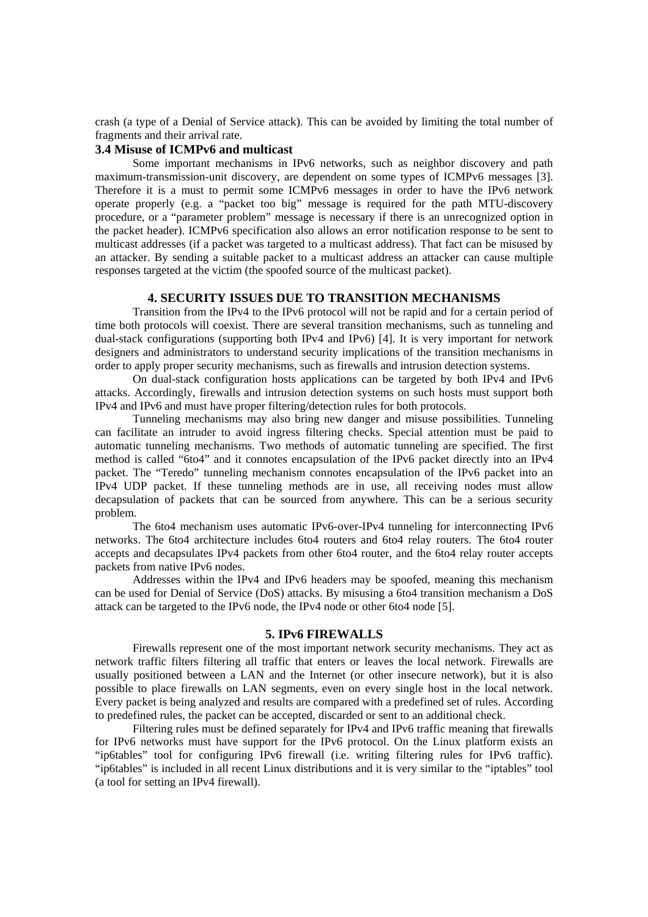crash (a type of a Denial of Service attack). This can be avoided by limiting the total number of fragments and their arrival rate.

### 3.4 Misuse of ICMPv6 and multicast

Some important mechanisms in IPv6 networks, such as neighbor discovery and path maximum-transmission-unit discovery, are dependent on some types of ICMPv6 messages [3]. Therefore it is a must to permit some ICMPv6 messages in order to have the IPv6 network operate properly (e.g. a "packet too big" message is required for the path MTU-discovery procedure, or a "parameter problem" message is necessary if there is an unrecognized option in the packet header). ICMPv6 specification also allows an error notification response to be sent to multicast addresses (if a packet was targeted to a multicast address). That fact can be misused by an attacker. By sending a suitable packet to a multicast address an attacker can cause multiple responses targeted at the victim (the spoofed source of the multicast packet).

## 4. SECURITY ISSUES DUE TO TRANSITION MECHANISMS

Transition from the IPv4 to the IPv6 protocol will not be rapid and for a certain period of time both protocols will coexist. There are several transition mechanisms, such as tunneling and dual-stack configurations (supporting both IPv4 and IPv6) [4]. It is very important for network designers and administrators to understand security implications of the transition mechanisms in order to apply proper security mechanisms, such as firewalls and intrusion detection systems.

On dual-stack configuration hosts applications can be targeted by both IPv4 and IPv6 attacks. Accordingly, firewalls and intrusion detection systems on such hosts must support both IPv4 and IPv6 and must have proper filtering/detection rules for both protocols.

Tunneling mechanisms may also bring new danger and misuse possibilities. Tunneling can facilitate an intruder to avoid ingress filtering checks. Special attention must be paid to automatic tunneling mechanisms. Two methods of automatic tunneling are specified. The first method is called "6to4" and it connotes encapsulation of the IPv6 packet directly into an IPv4 packet. The "Teredo" tunneling mechanism connotes encapsulation of the IPv6 packet into an IPv4 UDP packet. If these tunneling methods are in use, all receiving nodes must allow decapsulation of packets that can be sourced from anywhere. This can be a serious security problem.

The 6to4 mechanism uses automatic IPv6-over-IPv4 tunneling for interconnecting IPv6 networks. The 6to4 architecture includes 6to4 routers and 6to4 relay routers. The 6to4 router accepts and decapsulates IPv4 packets from other 6to4 router, and the 6to4 relay router accepts packets from native IPv6 nodes.

Addresses within the IPv4 and IPv6 headers may be spoofed, meaning this mechanism can be used for Denial of Service (DoS) attacks. By misusing a 6to4 transition mechanism a DoS attack can be targeted to the IPv6 node, the IPv4 node or other 6to4 node [5].

## 5. IPv6 FIREWALLS

Firewalls represent one of the most important network security mechanisms. They act as network traffic filters filtering all traffic that enters or leaves the local network. Firewalls are usually positioned between a LAN and the Internet (or other insecure network), but it is also possible to place firewalls on LAN segments, even on every single host in the local network. Every packet is being analyzed and results are compared with a predefined set of rules. According to predefined rules, the packet can be accepted, discarded or sent to an additional check.

Filtering rules must be defined separately for IPv4 and IPv6 traffic meaning that firewalls for IPv6 networks must have support for the IPv6 protocol. On the Linux platform exists an "ip6tables" tool for configuring IPv6 firewall (i.e. writing filtering rules for IPv6 traffic). "ip6tables" is included in all recent Linux distributions and it is very similar to the "iptables" tool (a tool for setting an IPv4 firewall).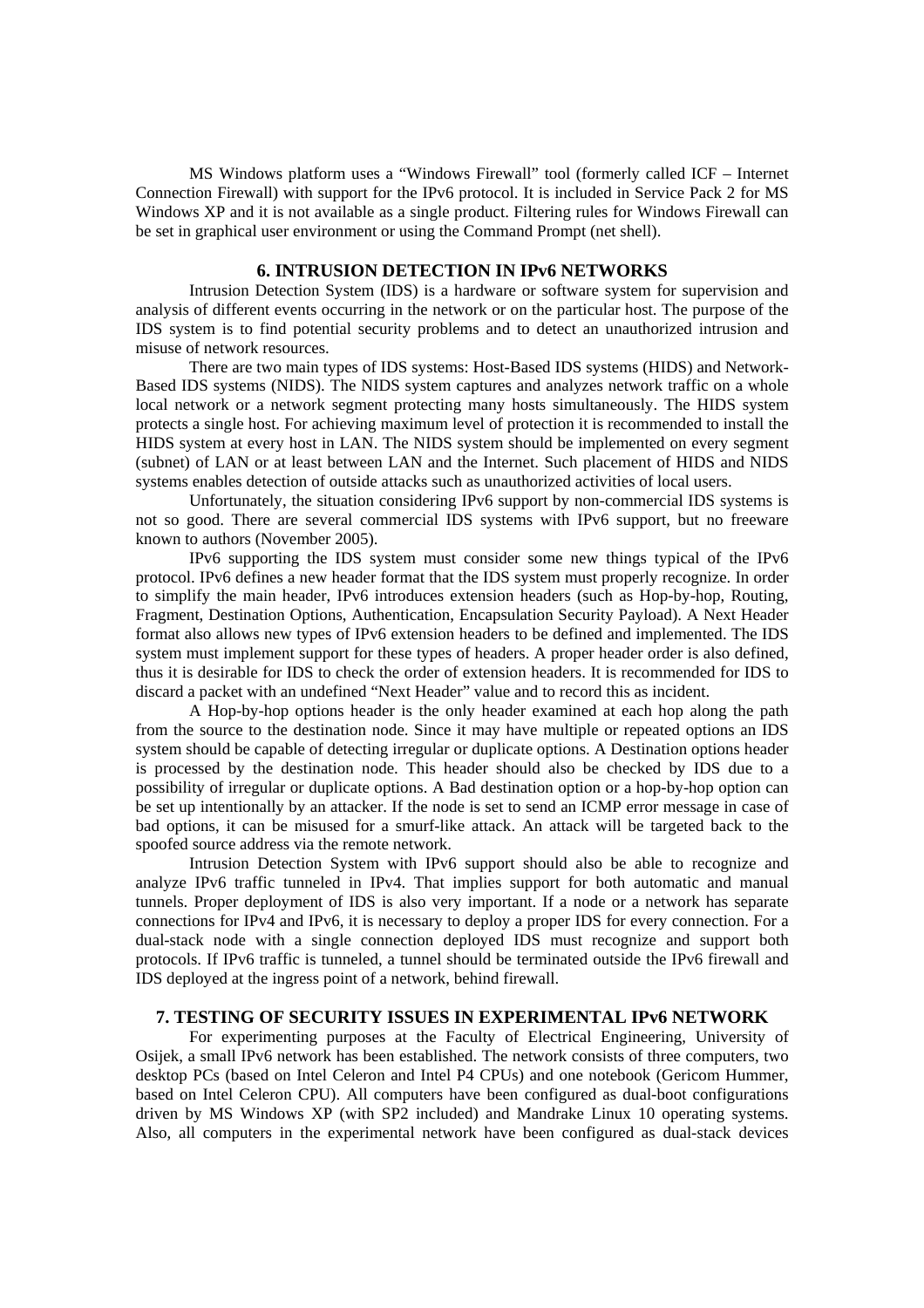MS Windows platform uses a "Windows Firewall" tool (formerly called ICF – Internet Connection Firewall) with support for the IPv6 protocol. It is included in Service Pack 2 for MS Windows XP and it is not available as a single product. Filtering rules for Windows Firewall can be set in graphical user environment or using the Command Prompt (net shell).

## 6. INTRUSION DETECTION IN IPv6 NETWORKS

Intrusion Detection System (IDS) is a hardware or software system for supervision and analysis of different events occurring in the network or on the particular host. The purpose of the IDS system is to find potential security problems and to detect an unauthorized intrusion and misuse of network resources.

There are two main types of IDS systems: Host-Based IDS systems (HIDS) and Network-Based IDS systems (NIDS). The NIDS system captures and analyzes network traffic on a whole local network or a network segment protecting many hosts simultaneously. The HIDS system protects a single host. For achieving maximum level of protection it is recommended to install the HIDS system at every host in LAN. The NIDS system should be implemented on every segment (subnet) of LAN or at least between LAN and the Internet. Such placement of HIDS and NIDS systems enables detection of outside attacks such as unauthorized activities of local users.

Unfortunately, the situation considering IPv6 support by non-commercial IDS systems is not so good. There are several commercial IDS systems with IPv6 support, but no freeware known to authors (November 2005).

IPv6 supporting the IDS system must consider some new things typical of the IPv6 protocol. IPv6 defines a new header format that the IDS system must properly recognize. In order to simplify the main header, IPv6 introduces extension headers (such as Hop-by-hop, Routing, Fragment, Destination Options, Authentication, Encapsulation Security Payload). A Next Header format also allows new types of IPv6 extension headers to be defined and implemented. The IDS system must implement support for these types of headers. A proper header order is also defined, thus it is desirable for IDS to check the order of extension headers. It is recommended for IDS to discard a packet with an undefined "Next Header" value and to record this as incident.

A Hop-by-hop options header is the only header examined at each hop along the path from the source to the destination node. Since it may have multiple or repeated options an IDS system should be capable of detecting irregular or duplicate options. A Destination options header is processed by the destination node. This header should also be checked by IDS due to a possibility of irregular or duplicate options. A Bad destination option or a hop-by-hop option can be set up intentionally by an attacker. If the node is set to send an ICMP error message in case of bad options, it can be misused for a smurf-like attack. An attack will be targeted back to the spoofed source address via the remote network.

Intrusion Detection System with IPv6 support should also be able to recognize and analyze IPv6 traffic tunneled in IPv4. That implies support for both automatic and manual tunnels. Proper deployment of IDS is also very important. If a node or a network has separate connections for IPv4 and IPv6, it is necessary to deploy a proper IDS for every connection. For a dual-stack node with a single connection deployed IDS must recognize and support both protocols. If IPv6 traffic is tunneled, a tunnel should be terminated outside the IPv6 firewall and IDS deployed at the ingress point of a network, behind firewall.

## 7. TESTING OF SECURITY ISSUES IN EXPERIMENTAL IPv6 NETWORK

For experimenting purposes at the Faculty of Electrical Engineering, University of Osijek, a small IPv6 network has been established. The network consists of three computers, two desktop PCs (based on Intel Celeron and Intel P4 CPUs) and one notebook (Gericom Hummer, based on Intel Celeron CPU). All computers have been configured as dual-boot configurations driven by MS Windows XP (with SP2 included) and Mandrake Linux 10 operating systems. Also, all computers in the experimental network have been configured as dual-stack devices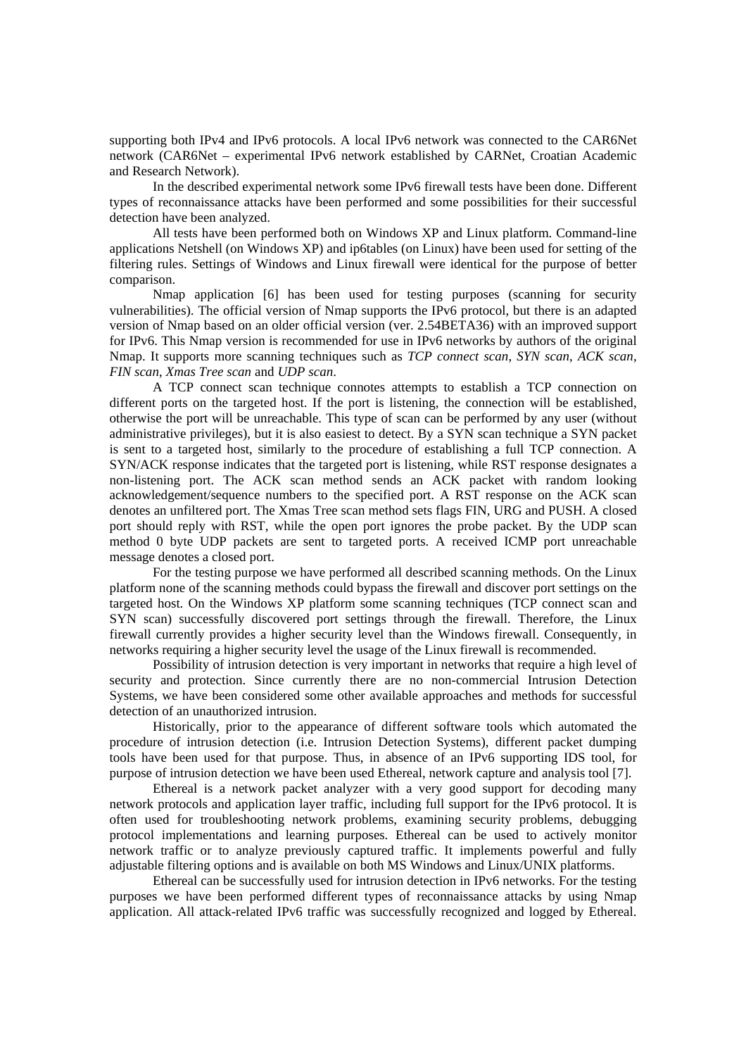supporting both IPv4 and IPv6 protocols. A local IPv6 network was connected to the CAR6Net network (CAR6Net – experimental IPv6 network established by CARNet, Croatian Academic and Research Network).

In the described experimental network some IPv6 firewall tests have been done. Different types of reconnaissance attacks have been performed and some possibilities for their successful detection have been analyzed.

All tests have been performed both on Windows XP and Linux platform. Command-line applications Netshell (on Windows XP) and ip6tables (on Linux) have been used for setting of the filtering rules. Settings of Windows and Linux firewall were identical for the purpose of better comparison.

Nmap application [6] has been used for testing purposes (scanning for security vulnerabilities). The official version of Nmap supports the IPv6 protocol, but there is an adapted version of Nmap based on an older official version (ver. 2.54BETA36) with an improved support for IPv6. This Nmap version is recommended for use in IPv6 networks by authors of the original Nmap. It supports more scanning techniques such as *TCP connect scan*, *SYN scan*, *ACK scan*, *FIN scan*, *Xmas Tree scan* and *UDP scan*.

A TCP connect scan technique connotes attempts to establish a TCP connection on different ports on the targeted host. If the port is listening, the connection will be established, otherwise the port will be unreachable. This type of scan can be performed by any user (without administrative privileges), but it is also easiest to detect. By a SYN scan technique a SYN packet is sent to a targeted host, similarly to the procedure of establishing a full TCP connection. A SYN/ACK response indicates that the targeted port is listening, while RST response designates a non-listening port. The ACK scan method sends an ACK packet with random looking acknowledgement/sequence numbers to the specified port. A RST response on the ACK scan denotes an unfiltered port. The Xmas Tree scan method sets flags FIN, URG and PUSH. A closed port should reply with RST, while the open port ignores the probe packet. By the UDP scan method 0 byte UDP packets are sent to targeted ports. A received ICMP port unreachable message denotes a closed port.

For the testing purpose we have performed all described scanning methods. On the Linux platform none of the scanning methods could bypass the firewall and discover port settings on the targeted host. On the Windows XP platform some scanning techniques (TCP connect scan and SYN scan) successfully discovered port settings through the firewall. Therefore, the Linux firewall currently provides a higher security level than the Windows firewall. Consequently, in networks requiring a higher security level the usage of the Linux firewall is recommended.

Possibility of intrusion detection is very important in networks that require a high level of security and protection. Since currently there are no non-commercial Intrusion Detection Systems, we have been considered some other available approaches and methods for successful detection of an unauthorized intrusion.

Historically, prior to the appearance of different software tools which automated the procedure of intrusion detection (i.e. Intrusion Detection Systems), different packet dumping tools have been used for that purpose. Thus, in absence of an IPv6 supporting IDS tool, for purpose of intrusion detection we have been used Ethereal, network capture and analysis tool [7].

Ethereal is a network packet analyzer with a very good support for decoding many network protocols and application layer traffic, including full support for the IPv6 protocol. It is often used for troubleshooting network problems, examining security problems, debugging protocol implementations and learning purposes. Ethereal can be used to actively monitor network traffic or to analyze previously captured traffic. It implements powerful and fully adjustable filtering options and is available on both MS Windows and Linux/UNIX platforms.

Ethereal can be successfully used for intrusion detection in IPv6 networks. For the testing purposes we have been performed different types of reconnaissance attacks by using Nmap application. All attack-related IPv6 traffic was successfully recognized and logged by Ethereal.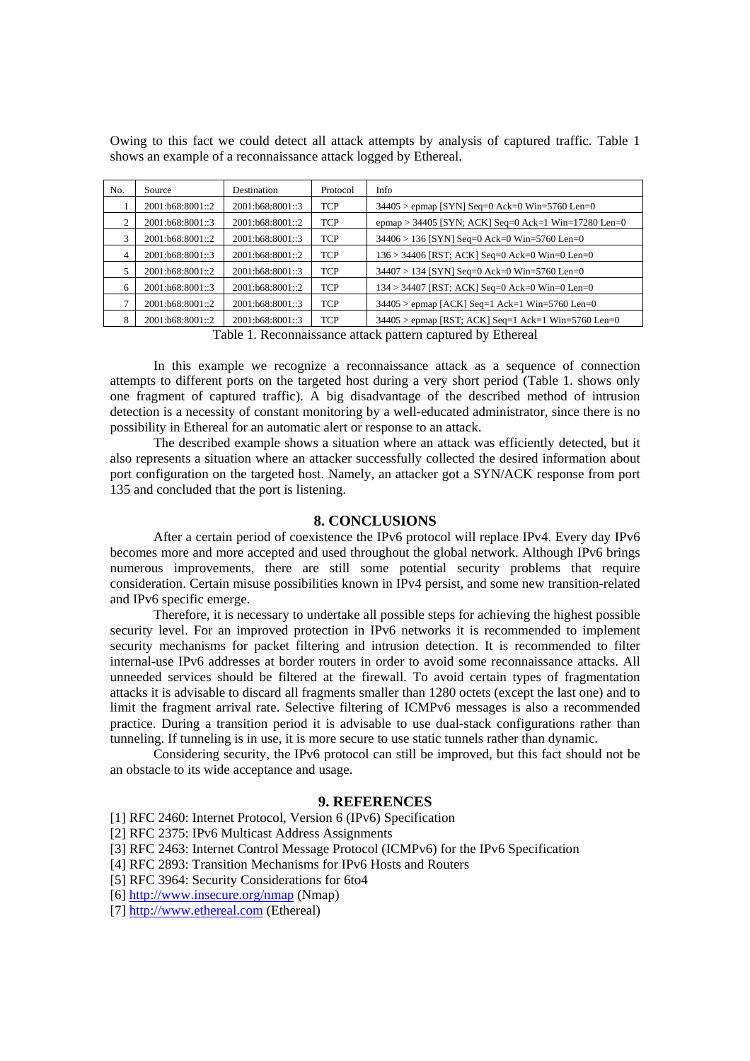Owing to this fact we could detect all attack attempts by analysis of captured traffic. Table 1 shows an example of a reconnaissance attack logged by Ethereal.

| No. | Source | Destination | Protocol | Info |
|---|---|---|---|---|
| 1 | 2001:b68:8001::2 | 2001:b68:8001::3 | TCP | 34405 > epmap [SYN] Seq=0 Ack=0 Win=5760 Len=0 |
| 2 | 2001:b68:8001::3 | 2001:b68:8001::2 | TCP | epmap > 34405 [SYN; ACK] Seq=0 Ack=1 Win=17280 Len=0 |
| 3 | 2001:b68:8001::2 | 2001:b68:8001::3 | TCP | 34406 > 136 [SYN] Seq=0 Ack=0 Win=5760 Len=0 |
| 4 | 2001:b68:8001::3 | 2001:b68:8001::2 | TCP | 136 > 34406 [RST; ACK] Seq=0 Ack=0 Win=0 Len=0 |
| 5 | 2001:b68:8001::2 | 2001:b68:8001::3 | TCP | 34407 > 134 [SYN] Seq=0 Ack=0 Win=5760 Len=0 |
| 6 | 2001:b68:8001::3 | 2001:b68:8001::2 | TCP | 134 > 34407 [RST; ACK] Seq=0 Ack=0 Win=0 Len=0 |
| 7 | 2001:b68:8001::2 | 2001:b68:8001::3 | TCP | 34405 > epmap [ACK] Seq=1 Ack=1 Win=5760 Len=0 |
| 8 | 2001:b68:8001::2 | 2001:b68:8001::3 | TCP | 34405 > epmap [RST; ACK] Seq=1 Ack=1 Win=5760 Len=0 |

Table 1. Reconnaissance attack pattern captured by Ethereal

In this example we recognize a reconnaissance attack as a sequence of connection attempts to different ports on the targeted host during a very short period (Table 1. shows only one fragment of captured traffic). A big disadvantage of the described method of intrusion detection is a necessity of constant monitoring by a well-educated administrator, since there is no possibility in Ethereal for an automatic alert or response to an attack.

The described example shows a situation where an attack was efficiently detected, but it also represents a situation where an attacker successfully collected the desired information about port configuration on the targeted host. Namely, an attacker got a SYN/ACK response from port 135 and concluded that the port is listening.

## 8. CONCLUSIONS

After a certain period of coexistence the IPv6 protocol will replace IPv4. Every day IPv6 becomes more and more accepted and used throughout the global network. Although IPv6 brings numerous improvements, there are still some potential security problems that require consideration. Certain misuse possibilities known in IPv4 persist, and some new transition-related and IPv6 specific emerge.

Therefore, it is necessary to undertake all possible steps for achieving the highest possible security level. For an improved protection in IPv6 networks it is recommended to implement security mechanisms for packet filtering and intrusion detection. It is recommended to filter internal-use IPv6 addresses at border routers in order to avoid some reconnaissance attacks. All unneeded services should be filtered at the firewall. To avoid certain types of fragmentation attacks it is advisable to discard all fragments smaller than 1280 octets (except the last one) and to limit the fragment arrival rate. Selective filtering of ICMPv6 messages is also a recommended practice. During a transition period it is advisable to use dual-stack configurations rather than tunneling. If tunneling is in use, it is more secure to use static tunnels rather than dynamic.

Considering security, the IPv6 protocol can still be improved, but this fact should not be an obstacle to its wide acceptance and usage.

## 9. REFERENCES

[1] RFC 2460: Internet Protocol, Version 6 (IPv6) Specification
[2] RFC 2375: IPv6 Multicast Address Assignments
[3] RFC 2463: Internet Control Message Protocol (ICMPv6) for the IPv6 Specification
[4] RFC 2893: Transition Mechanisms for IPv6 Hosts and Routers
[5] RFC 3964: Security Considerations for 6to4
[6] http://www.insecure.org/nmap (Nmap)
[7] http://www.ethereal.com (Ethereal)